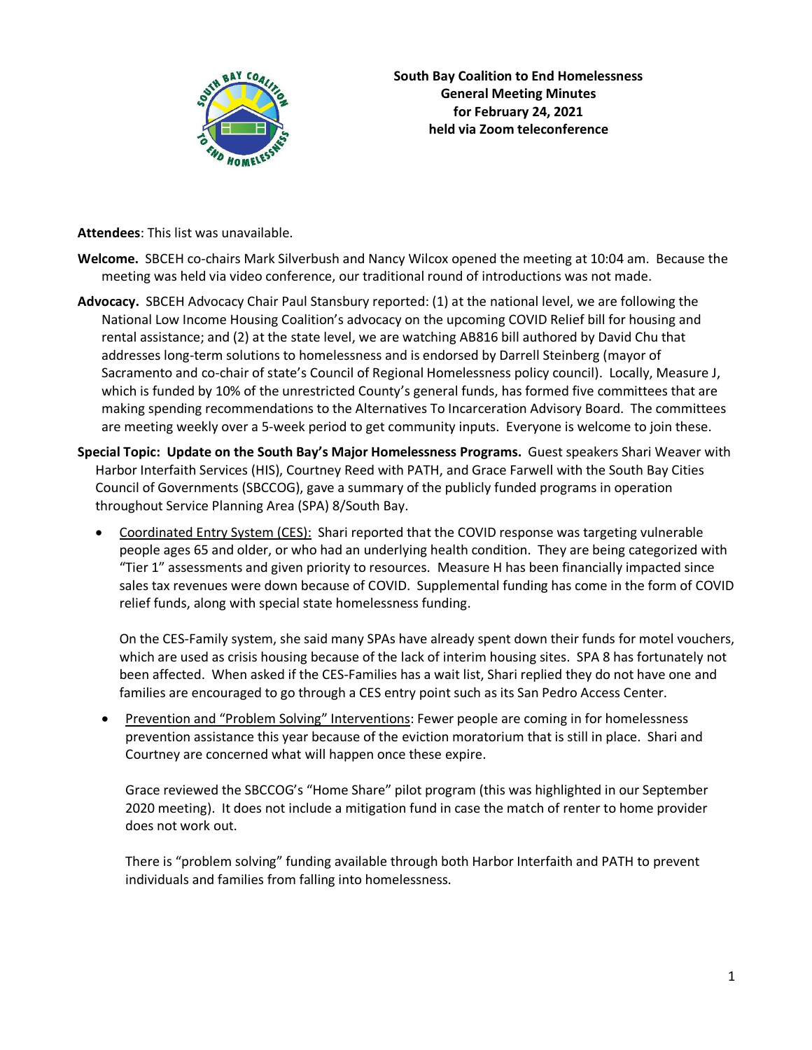**South Bay Coalition to End Homelessness**
**General Meeting Minutes**
**for February 24, 2021**
**held via Zoom teleconference**

**Attendees**: This list was unavailable.

**Welcome.** SBCEH co-chairs Mark Silverbush and Nancy Wilcox opened the meeting at 10:04 am. Because the meeting was held via video conference, our traditional round of introductions was not made.

**Advocacy.** SBCEH Advocacy Chair Paul Stansbury reported: (1) at the national level, we are following the National Low Income Housing Coalition's advocacy on the upcoming COVID Relief bill for housing and rental assistance; and (2) at the state level, we are watching AB816 bill authored by David Chu that addresses long-term solutions to homelessness and is endorsed by Darrell Steinberg (mayor of Sacramento and co-chair of state's Council of Regional Homelessness policy council). Locally, Measure J, which is funded by 10% of the unrestricted County's general funds, has formed five committees that are making spending recommendations to the Alternatives To Incarceration Advisory Board. The committees are meeting weekly over a 5-week period to get community inputs. Everyone is welcome to join these.

**Special Topic: Update on the South Bay's Major Homelessness Programs.** Guest speakers Shari Weaver with Harbor Interfaith Services (HIS), Courtney Reed with PATH, and Grace Farwell with the South Bay Cities Council of Governments (SBCCOG), gave a summary of the publicly funded programs in operation throughout Service Planning Area (SPA) 8/South Bay.

- <u>Coordinated Entry System (CES):</u> Shari reported that the COVID response was targeting vulnerable people ages 65 and older, or who had an underlying health condition. They are being categorized with "Tier 1" assessments and given priority to resources. Measure H has been financially impacted since sales tax revenues were down because of COVID. Supplemental funding has come in the form of COVID relief funds, along with special state homelessness funding.

  On the CES-Family system, she said many SPAs have already spent down their funds for motel vouchers, which are used as crisis housing because of the lack of interim housing sites. SPA 8 has fortunately not been affected. When asked if the CES-Families has a wait list, Shari replied they do not have one and families are encouraged to go through a CES entry point such as its San Pedro Access Center.

- <u>Prevention and "Problem Solving" Interventions</u>: Fewer people are coming in for homelessness prevention assistance this year because of the eviction moratorium that is still in place. Shari and Courtney are concerned what will happen once these expire.

  Grace reviewed the SBCCOG's "Home Share" pilot program (this was highlighted in our September 2020 meeting). It does not include a mitigation fund in case the match of renter to home provider does not work out.

  There is "problem solving" funding available through both Harbor Interfaith and PATH to prevent individuals and families from falling into homelessness.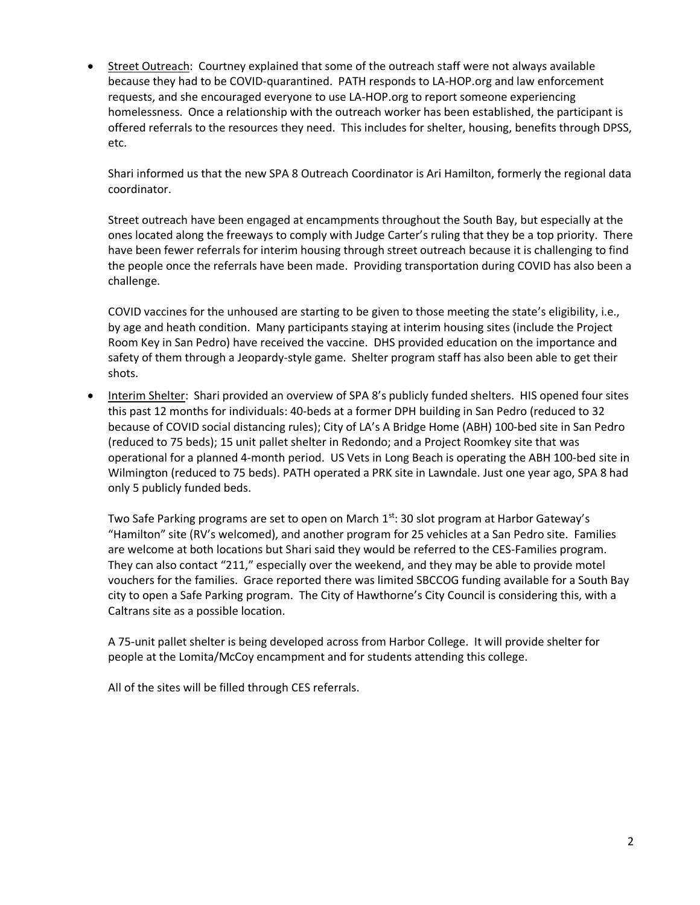- Street Outreach: Courtney explained that some of the outreach staff were not always available because they had to be COVID-quarantined. PATH responds to LA-HOP.org and law enforcement requests, and she encouraged everyone to use LA-HOP.org to report someone experiencing homelessness. Once a relationship with the outreach worker has been established, the participant is offered referrals to the resources they need. This includes for shelter, housing, benefits through DPSS, etc.

  Shari informed us that the new SPA 8 Outreach Coordinator is Ari Hamilton, formerly the regional data coordinator.

  Street outreach have been engaged at encampments throughout the South Bay, but especially at the ones located along the freeways to comply with Judge Carter's ruling that they be a top priority. There have been fewer referrals for interim housing through street outreach because it is challenging to find the people once the referrals have been made. Providing transportation during COVID has also been a challenge.

  COVID vaccines for the unhoused are starting to be given to those meeting the state's eligibility, i.e., by age and heath condition. Many participants staying at interim housing sites (include the Project Room Key in San Pedro) have received the vaccine. DHS provided education on the importance and safety of them through a Jeopardy-style game. Shelter program staff has also been able to get their shots.

- Interim Shelter: Shari provided an overview of SPA 8's publicly funded shelters. HIS opened four sites this past 12 months for individuals: 40-beds at a former DPH building in San Pedro (reduced to 32 because of COVID social distancing rules); City of LA's A Bridge Home (ABH) 100-bed site in San Pedro (reduced to 75 beds); 15 unit pallet shelter in Redondo; and a Project Roomkey site that was operational for a planned 4-month period. US Vets in Long Beach is operating the ABH 100-bed site in Wilmington (reduced to 75 beds). PATH operated a PRK site in Lawndale. Just one year ago, SPA 8 had only 5 publicly funded beds.

  Two Safe Parking programs are set to open on March 1st: 30 slot program at Harbor Gateway's "Hamilton" site (RV's welcomed), and another program for 25 vehicles at a San Pedro site. Families are welcome at both locations but Shari said they would be referred to the CES-Families program. They can also contact "211," especially over the weekend, and they may be able to provide motel vouchers for the families. Grace reported there was limited SBCCOG funding available for a South Bay city to open a Safe Parking program. The City of Hawthorne's City Council is considering this, with a Caltrans site as a possible location.

  A 75-unit pallet shelter is being developed across from Harbor College. It will provide shelter for people at the Lomita/McCoy encampment and for students attending this college.

  All of the sites will be filled through CES referrals.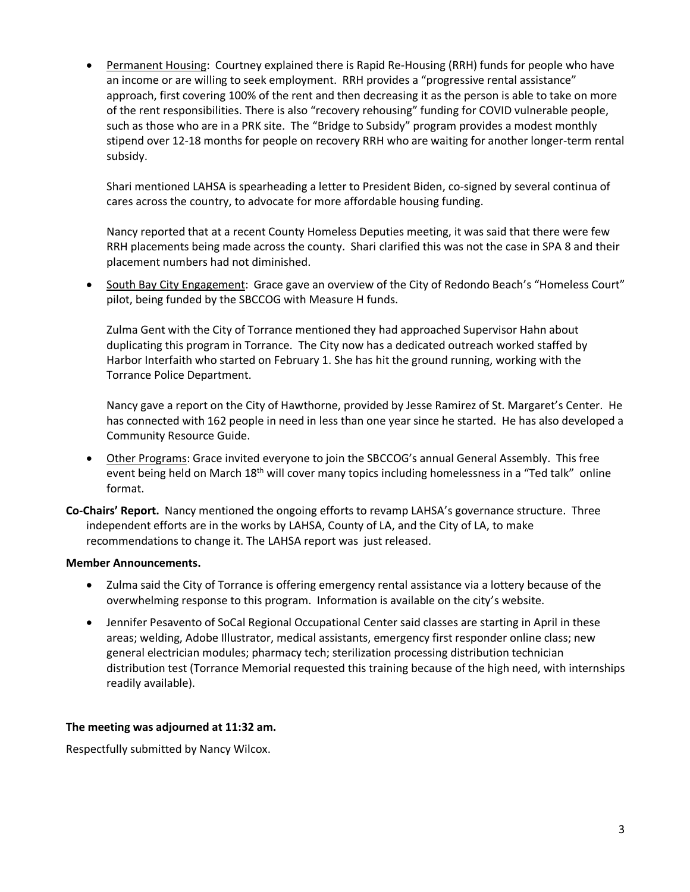- Permanent Housing: Courtney explained there is Rapid Re-Housing (RRH) funds for people who have an income or are willing to seek employment. RRH provides a "progressive rental assistance" approach, first covering 100% of the rent and then decreasing it as the person is able to take on more of the rent responsibilities. There is also "recovery rehousing" funding for COVID vulnerable people, such as those who are in a PRK site. The "Bridge to Subsidy" program provides a modest monthly stipend over 12-18 months for people on recovery RRH who are waiting for another longer-term rental subsidy.

  Shari mentioned LAHSA is spearheading a letter to President Biden, co-signed by several continua of cares across the country, to advocate for more affordable housing funding.

  Nancy reported that at a recent County Homeless Deputies meeting, it was said that there were few RRH placements being made across the county. Shari clarified this was not the case in SPA 8 and their placement numbers had not diminished.

- South Bay City Engagement: Grace gave an overview of the City of Redondo Beach's "Homeless Court" pilot, being funded by the SBCCOG with Measure H funds.

  Zulma Gent with the City of Torrance mentioned they had approached Supervisor Hahn about duplicating this program in Torrance. The City now has a dedicated outreach worked staffed by Harbor Interfaith who started on February 1. She has hit the ground running, working with the Torrance Police Department.

  Nancy gave a report on the City of Hawthorne, provided by Jesse Ramirez of St. Margaret's Center. He has connected with 162 people in need in less than one year since he started. He has also developed a Community Resource Guide.

- Other Programs: Grace invited everyone to join the SBCCOG's annual General Assembly. This free event being held on March 18th will cover many topics including homelessness in a "Ted talk" online format.

**Co-Chairs' Report.** Nancy mentioned the ongoing efforts to revamp LAHSA's governance structure. Three independent efforts are in the works by LAHSA, County of LA, and the City of LA, to make recommendations to change it. The LAHSA report was just released.

**Member Announcements.**

- Zulma said the City of Torrance is offering emergency rental assistance via a lottery because of the overwhelming response to this program. Information is available on the city's website.
- Jennifer Pesavento of SoCal Regional Occupational Center said classes are starting in April in these areas; welding, Adobe Illustrator, medical assistants, emergency first responder online class; new general electrician modules; pharmacy tech; sterilization processing distribution technician distribution test (Torrance Memorial requested this training because of the high need, with internships readily available).

**The meeting was adjourned at 11:32 am.**

Respectfully submitted by Nancy Wilcox.